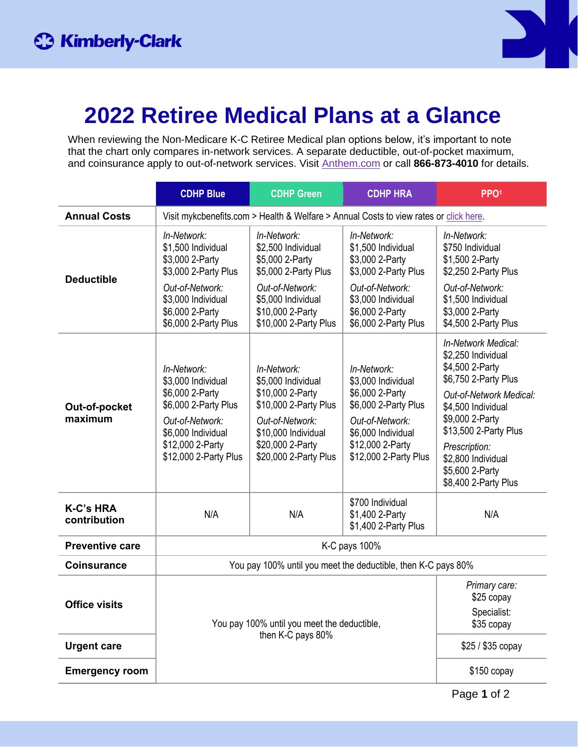# 2022 Retiree Medical Plans at a Glance

When reviewing the Non-Medicare K-C Retiree Medical plan options below, it's important to note that the chart only compares in-network services. A separate deductible, out-of-pocket maximum, and coinsurance apply to out-of-network services. Visit Anthem.com or call **866-873-4010** for details.

| | CDHP Blue | CDHP Green | CDHP HRA | PPO[1] |
|---|---|---|---|---|
| **Annual Costs** | Visit mykcbenefits.com > Health & Welfare > Annual Costs to view rates or click here. | | | |
| **Deductible** | *In-Network:*<br>$1,500 Individual<br>$3,000 2-Party<br>$3,000 2-Party Plus<br>*Out-of-Network:*<br>$3,000 Individual<br>$6,000 2-Party<br>$6,000 2-Party Plus | *In-Network:*<br>$2,500 Individual<br>$5,000 2-Party<br>$5,000 2-Party Plus<br>*Out-of-Network:*<br>$5,000 Individual<br>$10,000 2-Party<br>$10,000 2-Party Plus | *In-Network:*<br>$1,500 Individual<br>$3,000 2-Party<br>$3,000 2-Party Plus<br>*Out-of-Network:*<br>$3,000 Individual<br>$6,000 2-Party<br>$6,000 2-Party Plus | *In-Network:*<br>$750 Individual<br>$1,500 2-Party<br>$2,250 2-Party Plus<br>*Out-of-Network:*<br>$1,500 Individual<br>$3,000 2-Party<br>$4,500 2-Party Plus |
| **Out-of-pocket maximum** | *In-Network:*<br>$3,000 Individual<br>$6,000 2-Party<br>$6,000 2-Party Plus<br>*Out-of-Network:*<br>$6,000 Individual<br>$12,000 2-Party<br>$12,000 2-Party Plus | *In-Network:*<br>$5,000 Individual<br>$10,000 2-Party<br>$10,000 2-Party Plus<br>*Out-of-Network:*<br>$10,000 Individual<br>$20,000 2-Party<br>$20,000 2-Party Plus | *In-Network:*<br>$3,000 Individual<br>$6,000 2-Party<br>$6,000 2-Party Plus<br>*Out-of-Network:*<br>$6,000 Individual<br>$12,000 2-Party<br>$12,000 2-Party Plus | *In-Network Medical:*<br>$2,250 Individual<br>$4,500 2-Party<br>$6,750 2-Party Plus<br>*Out-of-Network Medical:*<br>$4,500 Individual<br>$9,000 2-Party<br>$13,500 2-Party Plus<br>*Prescription:*<br>$2,800 Individual<br>$5,600 2-Party<br>$8,400 2-Party Plus |
| **K-C's HRA contribution** | N/A | N/A | $700 Individual<br>$1,400 2-Party<br>$1,400 2-Party Plus | N/A |
| **Preventive care** | K-C pays 100% | | | |
| **Coinsurance** | You pay 100% until you meet the deductible, then K-C pays 80% | | | |
| **Office visits** | You pay 100% until you meet the deductible, then K-C pays 80% | | | *Primary care:*<br>$25 copay<br>Specialist:<br>$35 copay |
| **Urgent care** | | | | $25 / $35 copay |
| **Emergency room** | | | | $150 copay |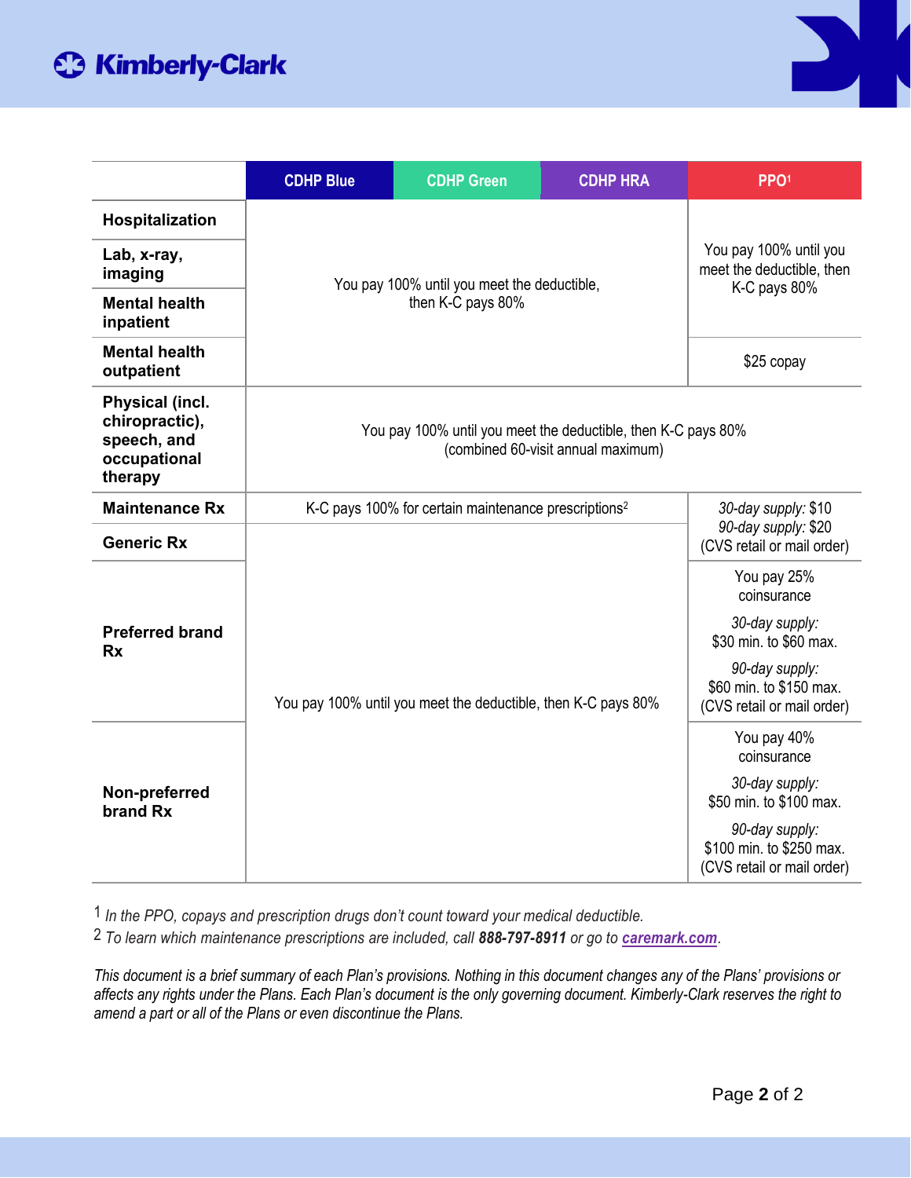| | CDHP Blue | CDHP Green | CDHP HRA | PPO[1] |
|---|---|---|---|---|
| **Hospitalization** | You pay 100% until you meet the deductible, then K-C pays 80% | | | You pay 100% until you meet the deductible, then K-C pays 80% |
| **Lab, x-ray, imaging** | You pay 100% until you meet the deductible, then K-C pays 80% | | | You pay 100% until you meet the deductible, then K-C pays 80% |
| **Mental health inpatient** | You pay 100% until you meet the deductible, then K-C pays 80% | | | You pay 100% until you meet the deductible, then K-C pays 80% |
| **Mental health outpatient** | You pay 100% until you meet the deductible, then K-C pays 80% | | | $25 copay |
| **Physical (incl. chiropractic), speech, and occupational therapy** | You pay 100% until you meet the deductible, then K-C pays 80% (combined 60-visit annual maximum) | | | |
| **Maintenance Rx** | K-C pays 100% for certain maintenance prescriptions[2] | | | *30-day supply:* $10 *90-day supply:* $20 (CVS retail or mail order) |
| **Generic Rx** | You pay 100% until you meet the deductible, then K-C pays 80% | | | *30-day supply:* $10 *90-day supply:* $20 (CVS retail or mail order) |
| **Preferred brand Rx** | You pay 100% until you meet the deductible, then K-C pays 80% | | | You pay 25% coinsurance *30-day supply:* $30 min. to $60 max. *90-day supply:* $60 min. to $150 max. (CVS retail or mail order) |
| **Non-preferred brand Rx** | You pay 100% until you meet the deductible, then K-C pays 80% | | | You pay 40% coinsurance *30-day supply:* $50 min. to $100 max. *90-day supply:* $100 min. to $250 max. (CVS retail or mail order) |

1 *In the PPO, copays and prescription drugs don't count toward your medical deductible.*

2 *To learn which maintenance prescriptions are included, call **888-797-8911** or go to **caremark.com**.*

*This document is a brief summary of each Plan's provisions. Nothing in this document changes any of the Plans' provisions or affects any rights under the Plans. Each Plan's document is the only governing document. Kimberly-Clark reserves the right to amend a part or all of the Plans or even discontinue the Plans.*